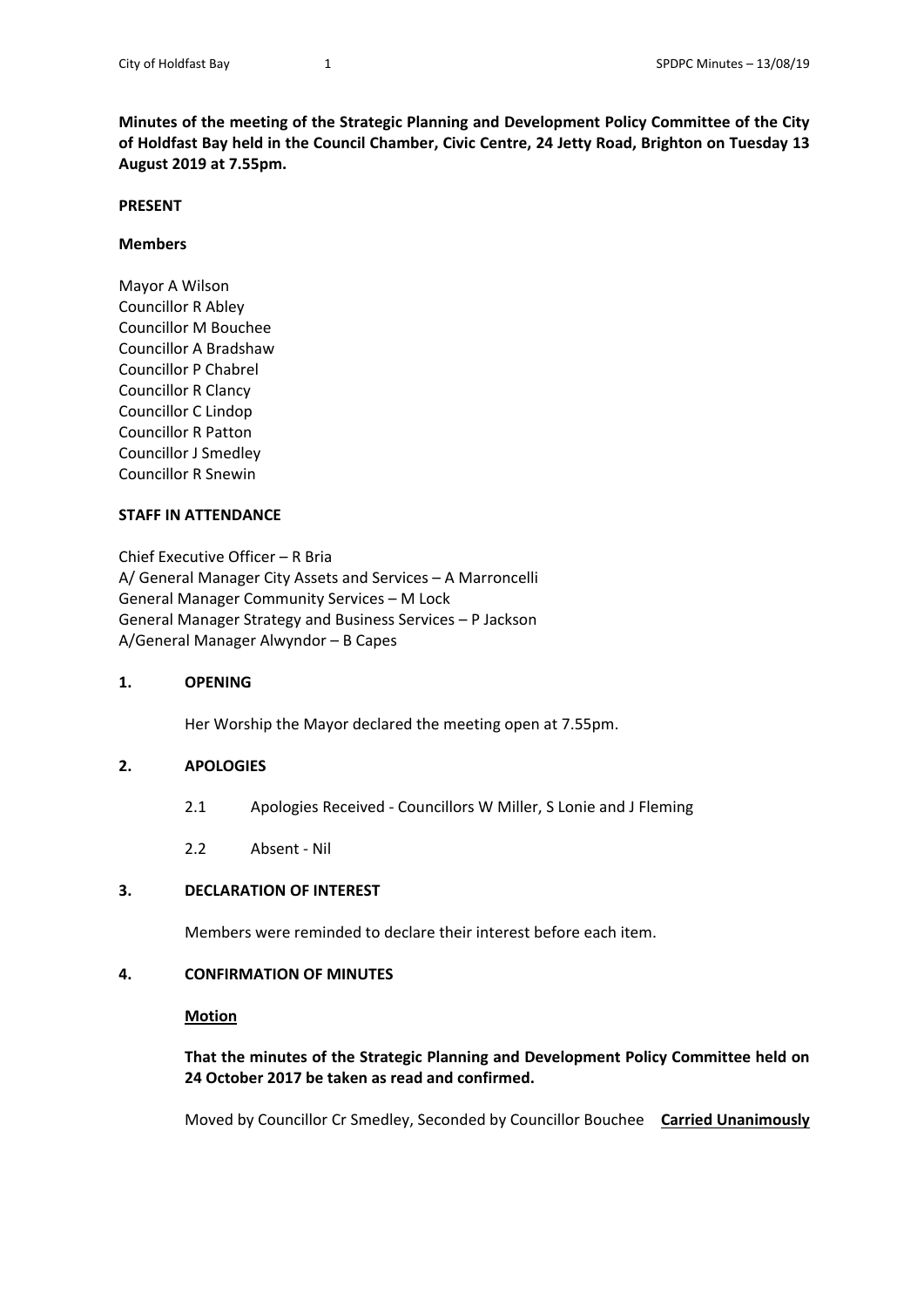**Minutes of the meeting of the Strategic Planning and Development Policy Committee of the City of Holdfast Bay held in the Council Chamber, Civic Centre, 24 Jetty Road, Brighton on Tuesday 13 August 2019 at 7.55pm.**

**PRESENT**

**Members**

Mayor A Wilson
Councillor R Abley
Councillor M Bouchee
Councillor A Bradshaw
Councillor P Chabrel
Councillor R Clancy
Councillor C Lindop
Councillor R Patton
Councillor J Smedley
Councillor R Snewin

**STAFF IN ATTENDANCE**

Chief Executive Officer – R Bria
A/ General Manager City Assets and Services – A Marroncelli
General Manager Community Services – M Lock
General Manager Strategy and Business Services – P Jackson
A/General Manager Alwyndor – B Capes

**1. OPENING**

Her Worship the Mayor declared the meeting open at 7.55pm.

**2. APOLOGIES**

2.1 Apologies Received - Councillors W Miller, S Lonie and J Fleming

2.2 Absent - Nil

**3. DECLARATION OF INTEREST**

Members were reminded to declare their interest before each item.

**4. CONFIRMATION OF MINUTES**

**Motion**

**That the minutes of the Strategic Planning and Development Policy Committee held on 24 October 2017 be taken as read and confirmed.**

Moved by Councillor Cr Smedley, Seconded by Councillor Bouchee **Carried Unanimously**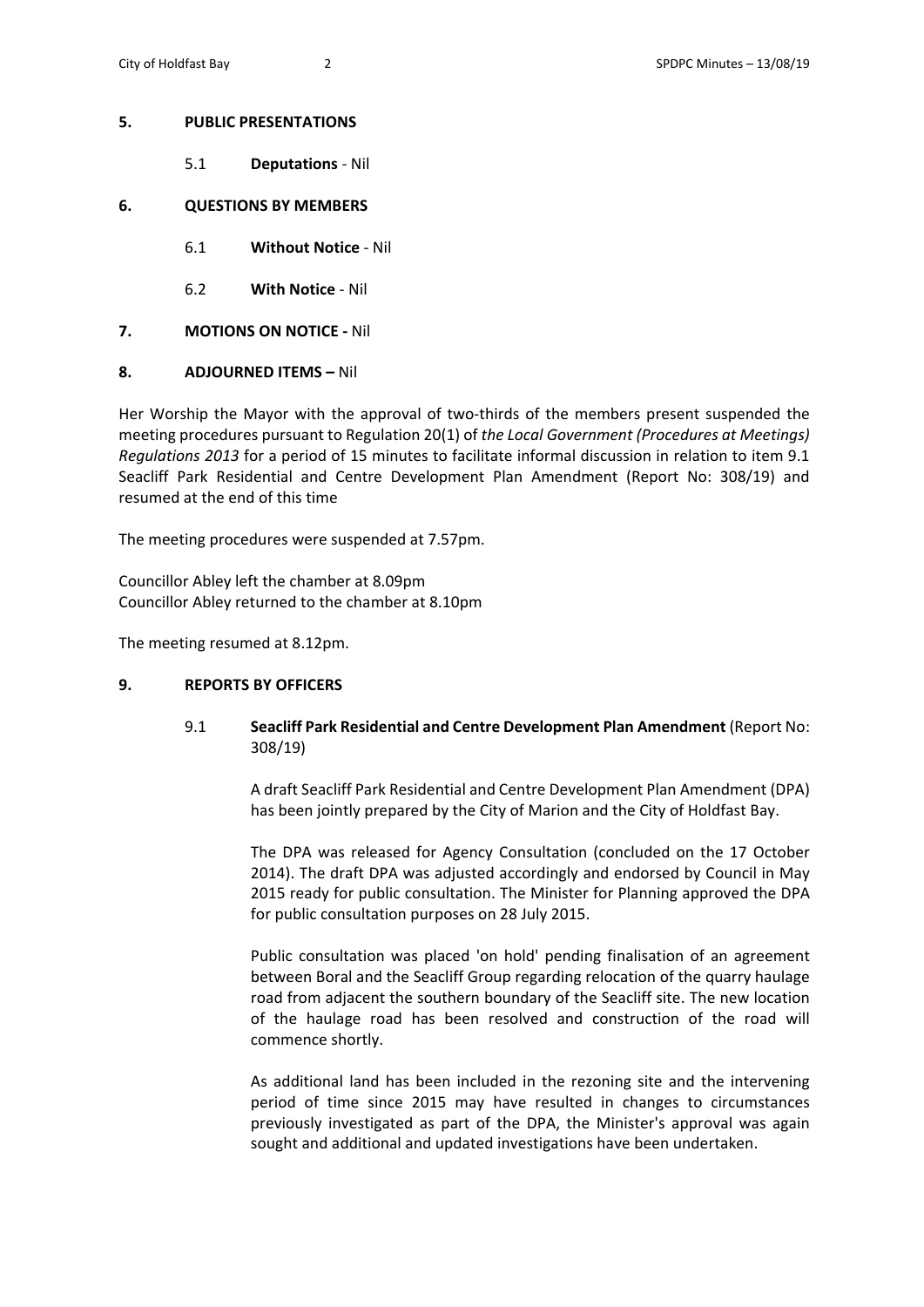**5. PUBLIC PRESENTATIONS**

5.1 **Deputations** - Nil

**6. QUESTIONS BY MEMBERS**

6.1 **Without Notice** - Nil

6.2 **With Notice** - Nil

**7. MOTIONS ON NOTICE -** Nil

**8. ADJOURNED ITEMS –** Nil

Her Worship the Mayor with the approval of two-thirds of the members present suspended the meeting procedures pursuant to Regulation 20(1) of *the Local Government (Procedures at Meetings) Regulations 2013* for a period of 15 minutes to facilitate informal discussion in relation to item 9.1 Seacliff Park Residential and Centre Development Plan Amendment (Report No: 308/19) and resumed at the end of this time

The meeting procedures were suspended at 7.57pm.

Councillor Abley left the chamber at 8.09pm
Councillor Abley returned to the chamber at 8.10pm

The meeting resumed at 8.12pm.

**9. REPORTS BY OFFICERS**

9.1 **Seacliff Park Residential and Centre Development Plan Amendment** (Report No: 308/19)

A draft Seacliff Park Residential and Centre Development Plan Amendment (DPA) has been jointly prepared by the City of Marion and the City of Holdfast Bay.

The DPA was released for Agency Consultation (concluded on the 17 October 2014). The draft DPA was adjusted accordingly and endorsed by Council in May 2015 ready for public consultation. The Minister for Planning approved the DPA for public consultation purposes on 28 July 2015.

Public consultation was placed 'on hold' pending finalisation of an agreement between Boral and the Seacliff Group regarding relocation of the quarry haulage road from adjacent the southern boundary of the Seacliff site. The new location of the haulage road has been resolved and construction of the road will commence shortly.

As additional land has been included in the rezoning site and the intervening period of time since 2015 may have resulted in changes to circumstances previously investigated as part of the DPA, the Minister's approval was again sought and additional and updated investigations have been undertaken.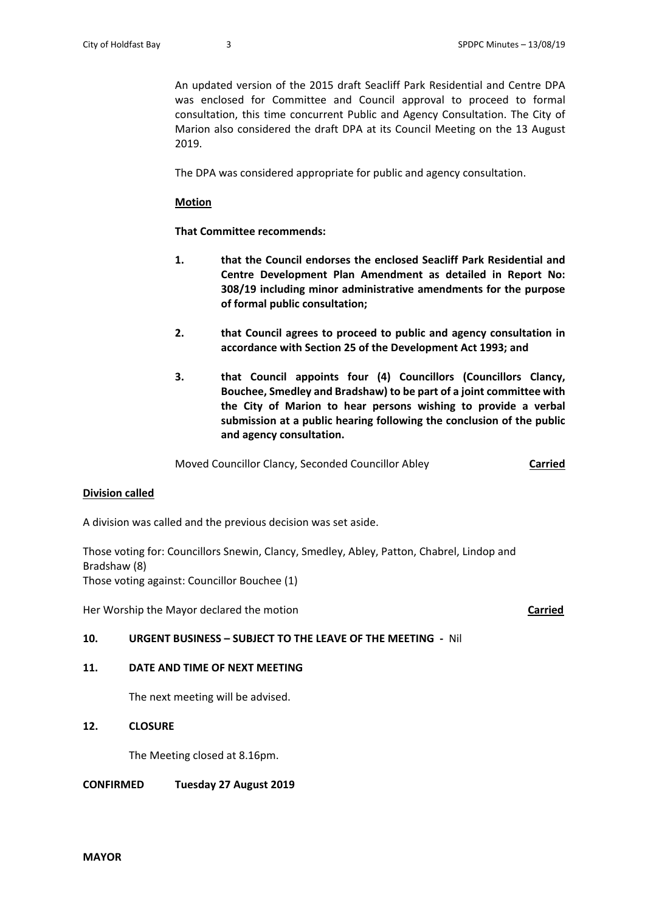An updated version of the 2015 draft Seacliff Park Residential and Centre DPA was enclosed for Committee and Council approval to proceed to formal consultation, this time concurrent Public and Agency Consultation. The City of Marion also considered the draft DPA at its Council Meeting on the 13 August 2019.

The DPA was considered appropriate for public and agency consultation.

**Motion**

**That Committee recommends:**

1. **that the Council endorses the enclosed Seacliff Park Residential and Centre Development Plan Amendment as detailed in Report No: 308/19 including minor administrative amendments for the purpose of formal public consultation;**

2. **that Council agrees to proceed to public and agency consultation in accordance with Section 25 of the Development Act 1993; and**

3. **that Council appoints four (4) Councillors (Councillors Clancy, Bouchee, Smedley and Bradshaw) to be part of a joint committee with the City of Marion to hear persons wishing to provide a verbal submission at a public hearing following the conclusion of the public and agency consultation.**

Moved Councillor Clancy, Seconded Councillor Abley **Carried**

**Division called**

A division was called and the previous decision was set aside.

Those voting for: Councillors Snewin, Clancy, Smedley, Abley, Patton, Chabrel, Lindop and Bradshaw (8)
Those voting against: Councillor Bouchee (1)

Her Worship the Mayor declared the motion **Carried**

**10. URGENT BUSINESS – SUBJECT TO THE LEAVE OF THE MEETING -** Nil

**11. DATE AND TIME OF NEXT MEETING**

The next meeting will be advised.

**12. CLOSURE**

The Meeting closed at 8.16pm.

**CONFIRMED Tuesday 27 August 2019**

**MAYOR**